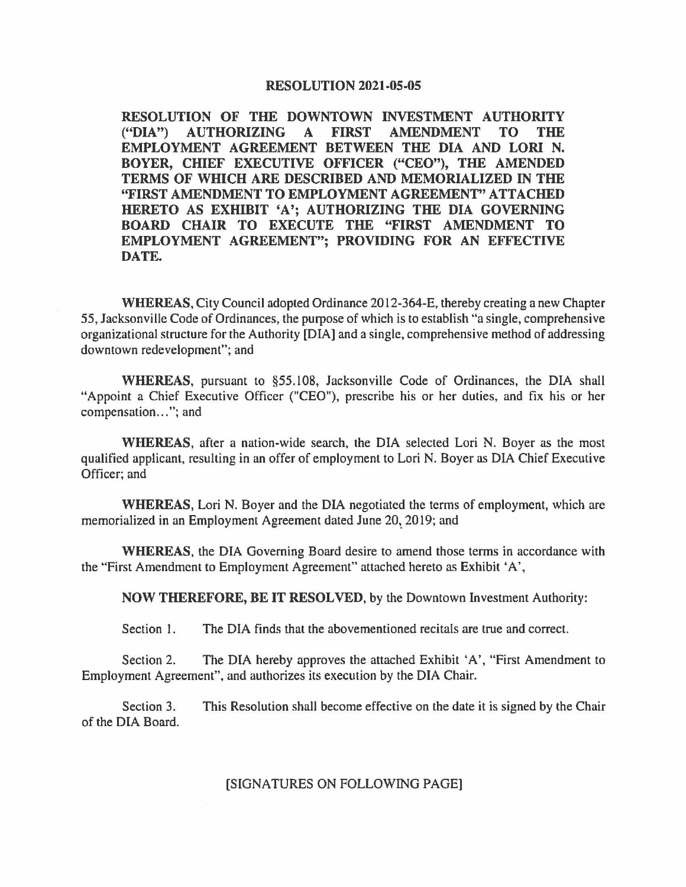# RESOLUTION 2021-05-05

**RESOLUTION OF THE DOWNTOWN INVESTMENT AUTHORITY ("DIA") AUTHORIZING A FIRST AMENDMENT TO THE EMPLOYMENT AGREEMENT BETWEEN THE DIA AND LORI N. BOYER, CHIEF EXECUTIVE OFFICER ("CEO"), THE AMENDED TERMS OF WHICH ARE DESCRIBED AND MEMORIALIZED IN THE "FIRST AMENDMENT TO EMPLOYMENT AGREEMENT" ATTACHED HERETO AS EXHIBIT 'A'; AUTHORIZING THE DIA GOVERNING BOARD CHAIR TO EXECUTE THE "FIRST AMENDMENT TO EMPLOYMENT AGREEMENT"; PROVIDING FOR AN EFFECTIVE DATE.**

**WHEREAS,** City Council adopted Ordinance 2012-364-E, thereby creating a new Chapter 55, Jacksonville Code of Ordinances, the purpose of which is to establish "a single, comprehensive organizational structure for the Authority [DIA] and a single, comprehensive method of addressing downtown redevelopment"; and

**WHEREAS,** pursuant to §55.108, Jacksonville Code of Ordinances, the DIA shall "Appoint a Chief Executive Officer ("CEO"), prescribe his or her duties, and fix his or her compensation..."; and

**WHEREAS,** after a nation-wide search, the DIA selected Lori N. Boyer as the most qualified applicant, resulting in an offer of employment to Lori N. Boyer as DIA Chief Executive Officer; and

**WHEREAS,** Lori N. Boyer and the DIA negotiated the terms of employment, which are memorialized in an Employment Agreement dated June 20, 2019; and

**WHEREAS,** the DIA Governing Board desire to amend those terms in accordance with the "First Amendment to Employment Agreement" attached hereto as Exhibit 'A',

**NOW THEREFORE, BE IT RESOLVED,** by the Downtown Investment Authority:

Section 1. The DIA finds that the abovementioned recitals are true and correct.

Section 2. The DIA hereby approves the attached Exhibit 'A', "First Amendment to Employment Agreement", and authorizes its execution by the DIA Chair.

Section 3. This Resolution shall become effective on the date it is signed by the Chair of the DIA Board.

[SIGNATURES ON FOLLOWING PAGE]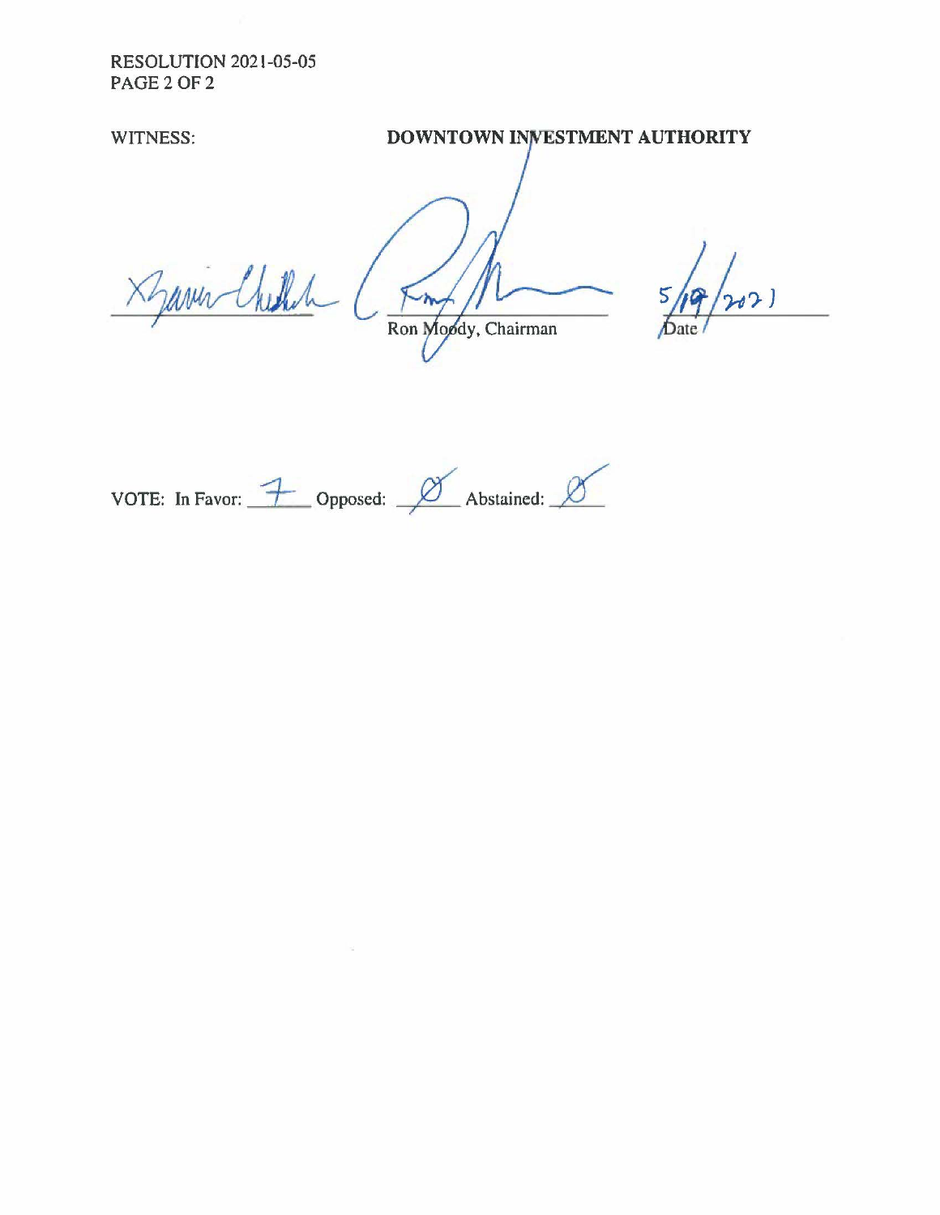RESOLUTION 2021-05-05
PAGE 2 OF 2

WITNESS: **DOWNTOWN INVESTMENT AUTHORITY**

_______________________ _______________________ 5/19/2021
Ron Moody, Chairman Date

VOTE: In Favor: 7 Opposed: Ø Abstained: Ø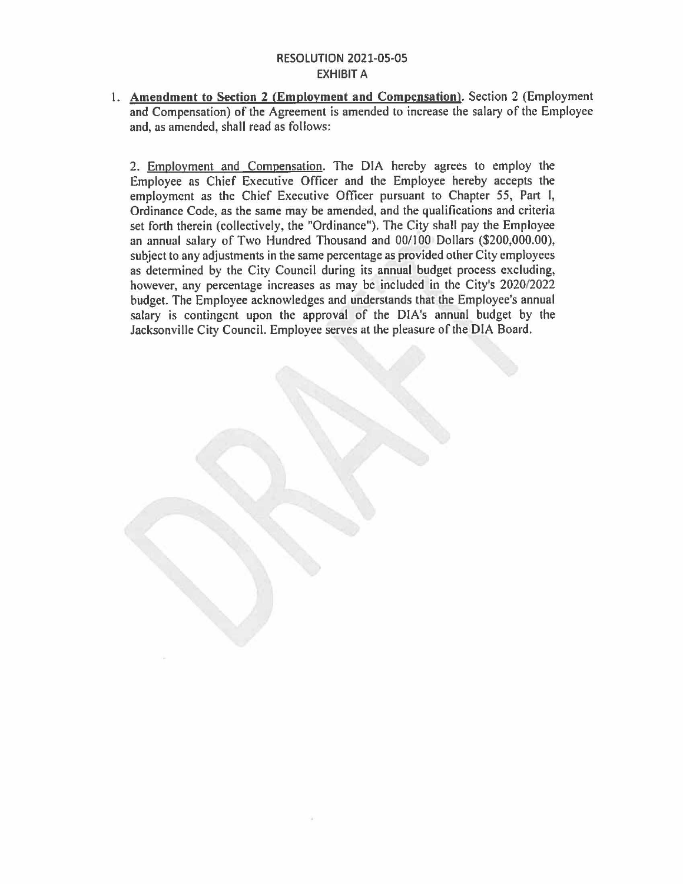RESOLUTION 2021-05-05

EXHIBIT A

1. **Amendment to Section 2 (Employment and Compensation).** Section 2 (Employment and Compensation) of the Agreement is amended to increase the salary of the Employee and, as amended, shall read as follows:

2. Employment and Compensation. The DIA hereby agrees to employ the Employee as Chief Executive Officer and the Employee hereby accepts the employment as the Chief Executive Officer pursuant to Chapter 55, Part I, Ordinance Code, as the same may be amended, and the qualifications and criteria set forth therein (collectively, the "Ordinance"). The City shall pay the Employee an annual salary of Two Hundred Thousand and 00/100 Dollars ($200,000.00), subject to any adjustments in the same percentage as provided other City employees as determined by the City Council during its annual budget process excluding, however, any percentage increases as may be included in the City's 2020/2022 budget. The Employee acknowledges and understands that the Employee's annual salary is contingent upon the approval of the DIA's annual budget by the Jacksonville City Council. Employee serves at the pleasure of the DIA Board.